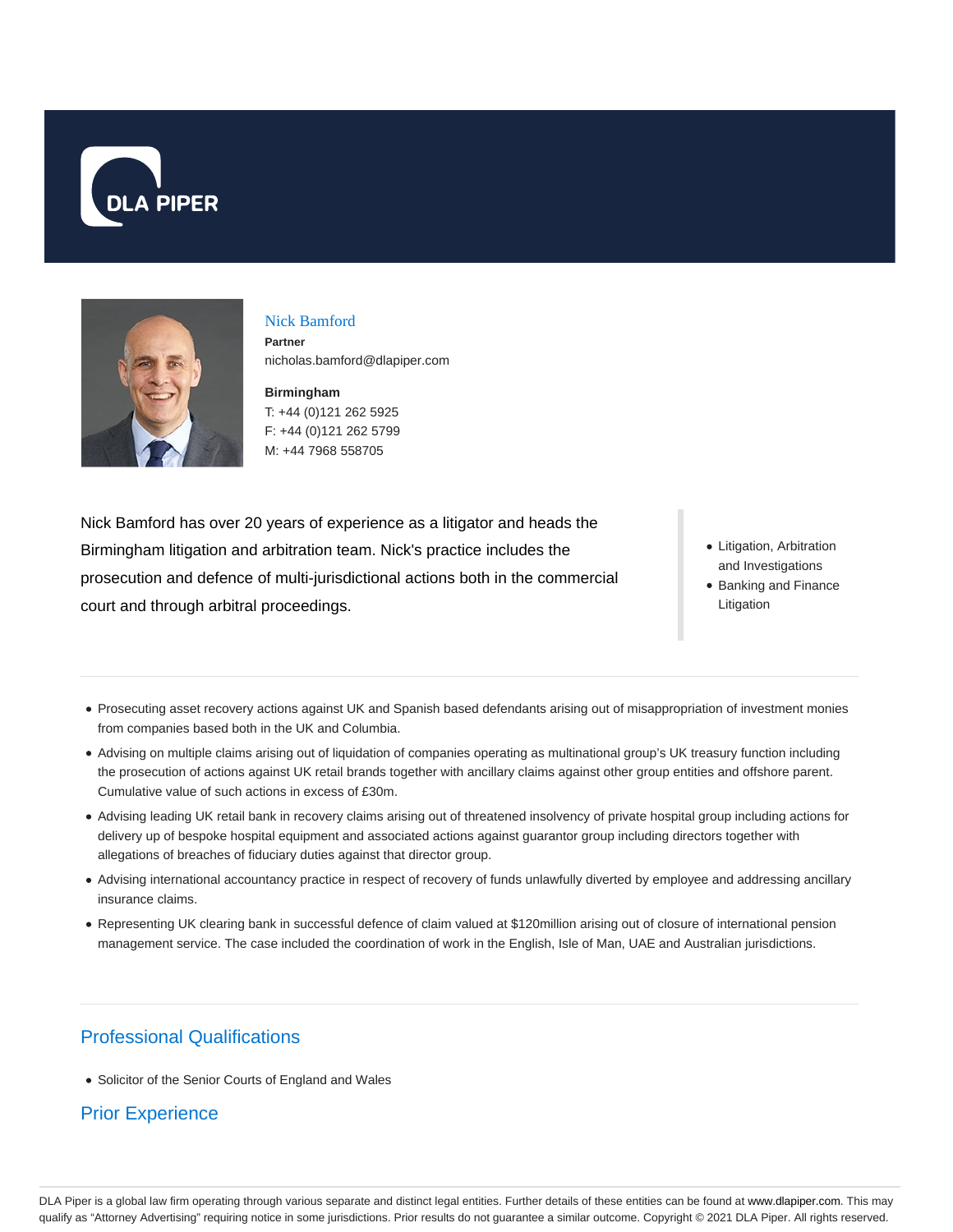DLA PIPER

## Nick Bamford

**Partner**

nicholas.bamford@dlapiper.com

**Birmingham**

T: +44 (0)121 262 5925

F: +44 (0)121 262 5799

M: +44 7968 558705

Nick Bamford has over 20 years of experience as a litigator and heads the Birmingham litigation and arbitration team. Nick's practice includes the prosecution and defence of multi-jurisdictional actions both in the commercial court and through arbitral proceedings.

- Litigation, Arbitration and Investigations
- Banking and Finance Litigation

---

- Prosecuting asset recovery actions against UK and Spanish based defendants arising out of misappropriation of investment monies from companies based both in the UK and Columbia.
- Advising on multiple claims arising out of liquidation of companies operating as multinational group's UK treasury function including the prosecution of actions against UK retail brands together with ancillary claims against other group entities and offshore parent. Cumulative value of such actions in excess of £30m.
- Advising leading UK retail bank in recovery claims arising out of threatened insolvency of private hospital group including actions for delivery up of bespoke hospital equipment and associated actions against guarantor group including directors together with allegations of breaches of fiduciary duties against that director group.
- Advising international accountancy practice in respect of recovery of funds unlawfully diverted by employee and addressing ancillary insurance claims.
- Representing UK clearing bank in successful defence of claim valued at $120million arising out of closure of international pension management service. The case included the coordination of work in the English, Isle of Man, UAE and Australian jurisdictions.

---

## Professional Qualifications

- Solicitor of the Senior Courts of England and Wales

## Prior Experience

DLA Piper is a global law firm operating through various separate and distinct legal entities. Further details of these entities can be found at www.dlapiper.com. This may qualify as "Attorney Advertising" requiring notice in some jurisdictions. Prior results do not guarantee a similar outcome. Copyright © 2021 DLA Piper. All rights reserved.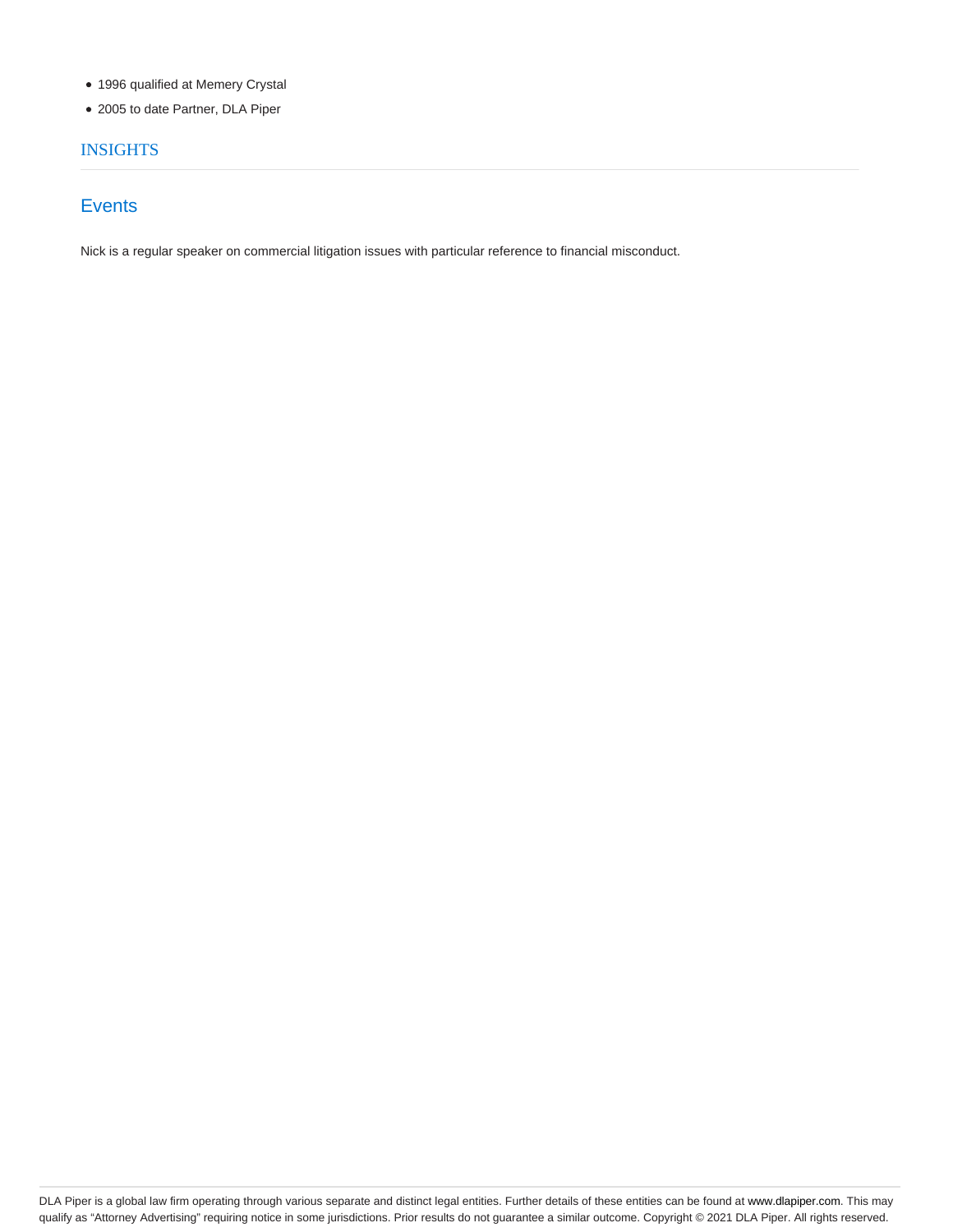- 1996 qualified at Memery Crystal
- 2005 to date Partner, DLA Piper

## INSIGHTS

### Events

Nick is a regular speaker on commercial litigation issues with particular reference to financial misconduct.

DLA Piper is a global law firm operating through various separate and distinct legal entities. Further details of these entities can be found at www.dlapiper.com. This may qualify as "Attorney Advertising" requiring notice in some jurisdictions. Prior results do not guarantee a similar outcome. Copyright © 2021 DLA Piper. All rights reserved.